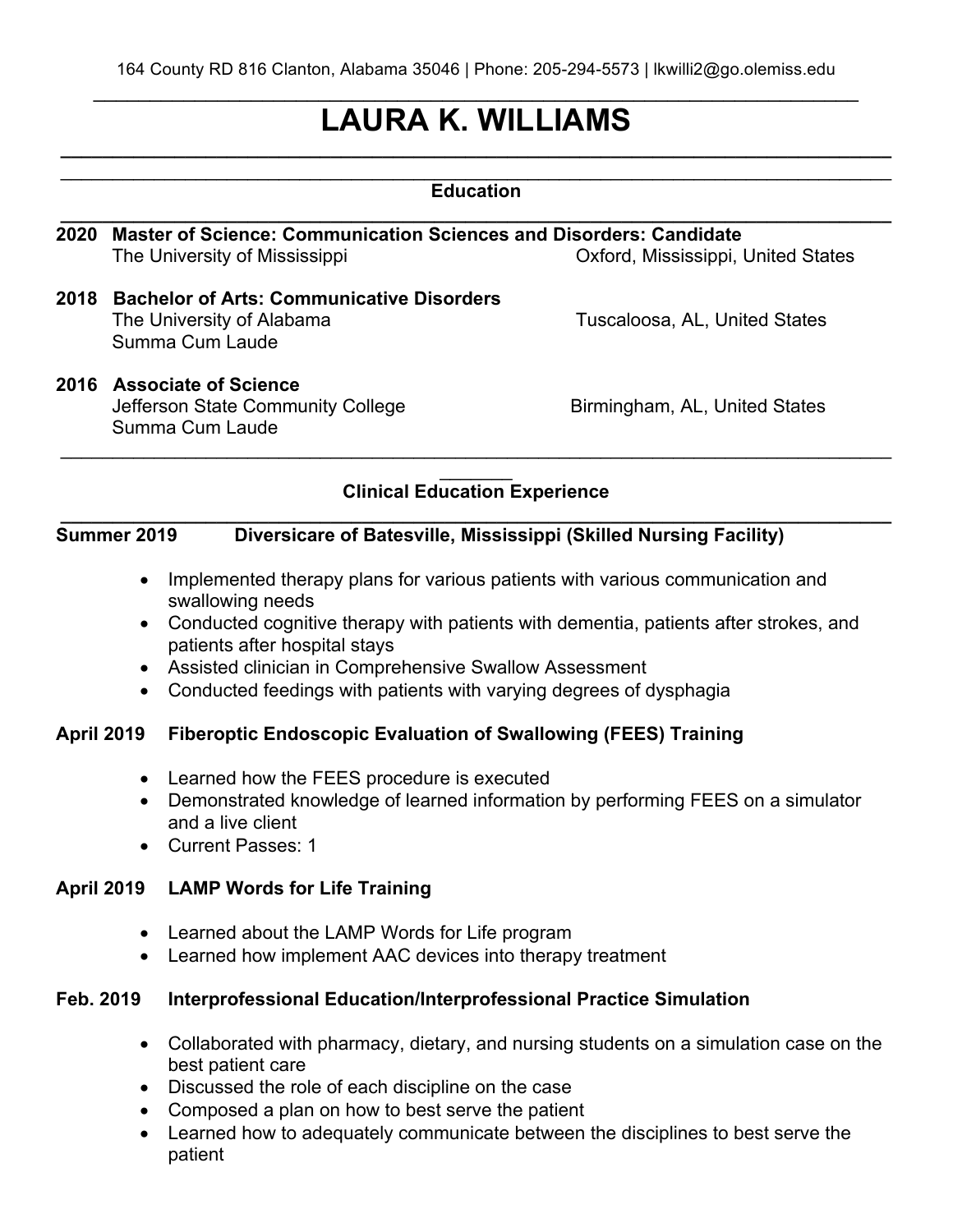164 County RD 816 Clanton, Alabama 35046 | Phone: 205-294-5573 | lkwilli2@go.olemiss.edu

# LAURA K. WILLIAMS

## Education

**2020 Master of Science: Communication Sciences and Disorders: Candidate**
The University of Mississippi — Oxford, Mississippi, United States

**2018 Bachelor of Arts: Communicative Disorders**
The University of Alabama — Tuscaloosa, AL, United States
Summa Cum Laude

**2016 Associate of Science**
Jefferson State Community College — Birmingham, AL, United States
Summa Cum Laude

## Clinical Education Experience

**Summer 2019 Diversicare of Batesville, Mississippi (Skilled Nursing Facility)**

- Implemented therapy plans for various patients with various communication and swallowing needs
- Conducted cognitive therapy with patients with dementia, patients after strokes, and patients after hospital stays
- Assisted clinician in Comprehensive Swallow Assessment
- Conducted feedings with patients with varying degrees of dysphagia

**April 2019 Fiberoptic Endoscopic Evaluation of Swallowing (FEES) Training**

- Learned how the FEES procedure is executed
- Demonstrated knowledge of learned information by performing FEES on a simulator and a live client
- Current Passes: 1

**April 2019 LAMP Words for Life Training**

- Learned about the LAMP Words for Life program
- Learned how implement AAC devices into therapy treatment

**Feb. 2019 Interprofessional Education/Interprofessional Practice Simulation**

- Collaborated with pharmacy, dietary, and nursing students on a simulation case on the best patient care
- Discussed the role of each discipline on the case
- Composed a plan on how to best serve the patient
- Learned how to adequately communicate between the disciplines to best serve the patient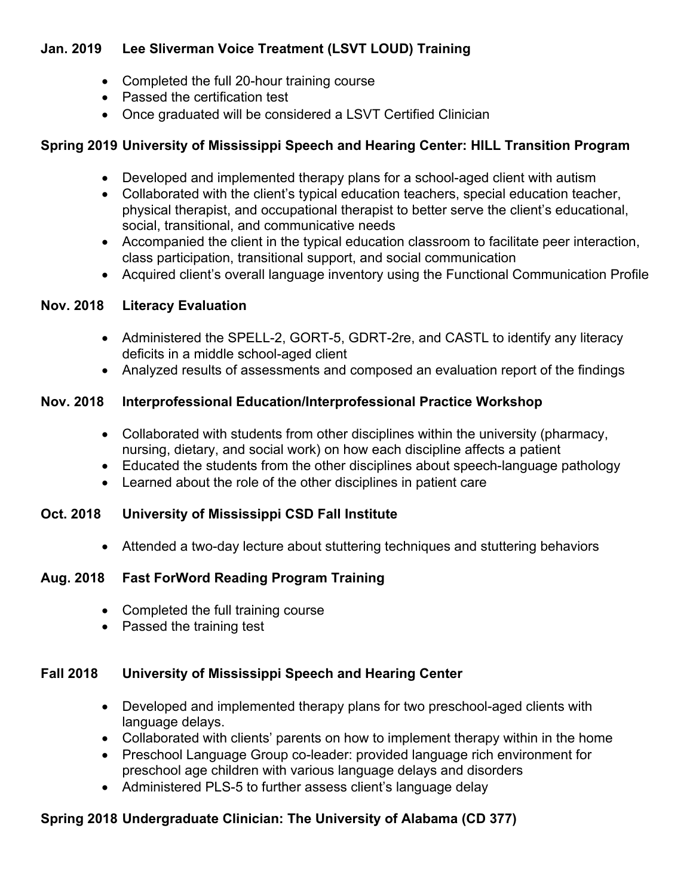**Jan. 2019 Lee Sliverman Voice Treatment (LSVT LOUD) Training**

- Completed the full 20-hour training course
- Passed the certification test
- Once graduated will be considered a LSVT Certified Clinician

**Spring 2019 University of Mississippi Speech and Hearing Center: HILL Transition Program**

- Developed and implemented therapy plans for a school-aged client with autism
- Collaborated with the client's typical education teachers, special education teacher, physical therapist, and occupational therapist to better serve the client's educational, social, transitional, and communicative needs
- Accompanied the client in the typical education classroom to facilitate peer interaction, class participation, transitional support, and social communication
- Acquired client's overall language inventory using the Functional Communication Profile

**Nov. 2018 Literacy Evaluation**

- Administered the SPELL-2, GORT-5, GDRT-2re, and CASTL to identify any literacy deficits in a middle school-aged client
- Analyzed results of assessments and composed an evaluation report of the findings

**Nov. 2018 Interprofessional Education/Interprofessional Practice Workshop**

- Collaborated with students from other disciplines within the university (pharmacy, nursing, dietary, and social work) on how each discipline affects a patient
- Educated the students from the other disciplines about speech-language pathology
- Learned about the role of the other disciplines in patient care

**Oct. 2018 University of Mississippi CSD Fall Institute**

- Attended a two-day lecture about stuttering techniques and stuttering behaviors

**Aug. 2018 Fast ForWord Reading Program Training**

- Completed the full training course
- Passed the training test

**Fall 2018 University of Mississippi Speech and Hearing Center**

- Developed and implemented therapy plans for two preschool-aged clients with language delays.
- Collaborated with clients' parents on how to implement therapy within in the home
- Preschool Language Group co-leader: provided language rich environment for preschool age children with various language delays and disorders
- Administered PLS-5 to further assess client's language delay

**Spring 2018 Undergraduate Clinician: The University of Alabama (CD 377)**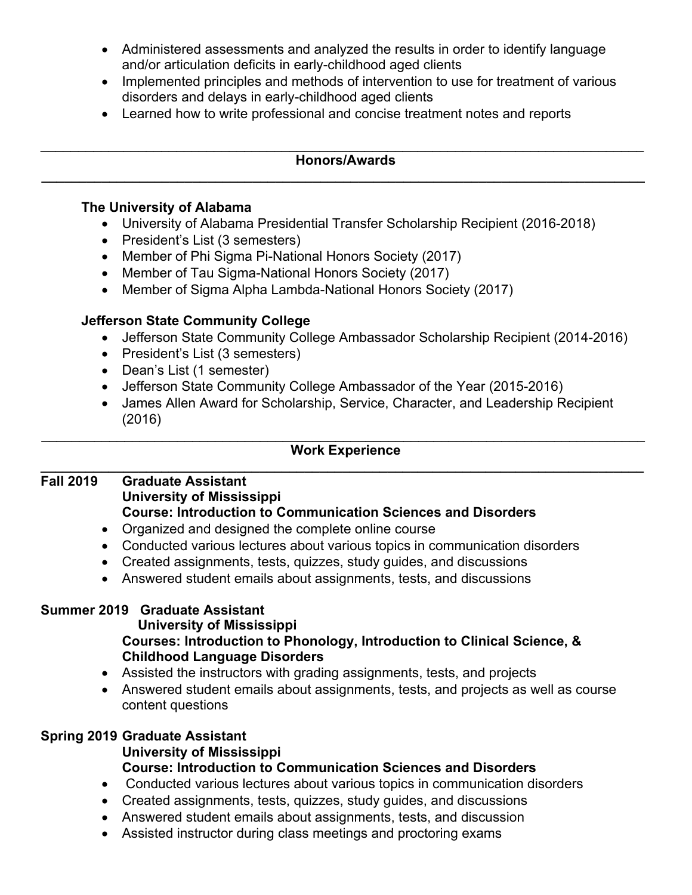- Administered assessments and analyzed the results in order to identify language and/or articulation deficits in early-childhood aged clients
- Implemented principles and methods of intervention to use for treatment of various disorders and delays in early-childhood aged clients
- Learned how to write professional and concise treatment notes and reports

## Honors/Awards

**The University of Alabama**

- University of Alabama Presidential Transfer Scholarship Recipient (2016-2018)
- President's List (3 semesters)
- Member of Phi Sigma Pi-National Honors Society (2017)
- Member of Tau Sigma-National Honors Society (2017)
- Member of Sigma Alpha Lambda-National Honors Society (2017)

**Jefferson State Community College**

- Jefferson State Community College Ambassador Scholarship Recipient (2014-2016)
- President's List (3 semesters)
- Dean's List (1 semester)
- Jefferson State Community College Ambassador of the Year (2015-2016)
- James Allen Award for Scholarship, Service, Character, and Leadership Recipient (2016)

## Work Experience

**Fall 2019 Graduate Assistant**
**University of Mississippi**
**Course: Introduction to Communication Sciences and Disorders**

- Organized and designed the complete online course
- Conducted various lectures about various topics in communication disorders
- Created assignments, tests, quizzes, study guides, and discussions
- Answered student emails about assignments, tests, and discussions

**Summer 2019 Graduate Assistant**
**University of Mississippi**
**Courses: Introduction to Phonology, Introduction to Clinical Science, & Childhood Language Disorders**

- Assisted the instructors with grading assignments, tests, and projects
- Answered student emails about assignments, tests, and projects as well as course content questions

**Spring 2019 Graduate Assistant**
**University of Mississippi**
**Course: Introduction to Communication Sciences and Disorders**

- Conducted various lectures about various topics in communication disorders
- Created assignments, tests, quizzes, study guides, and discussions
- Answered student emails about assignments, tests, and discussion
- Assisted instructor during class meetings and proctoring exams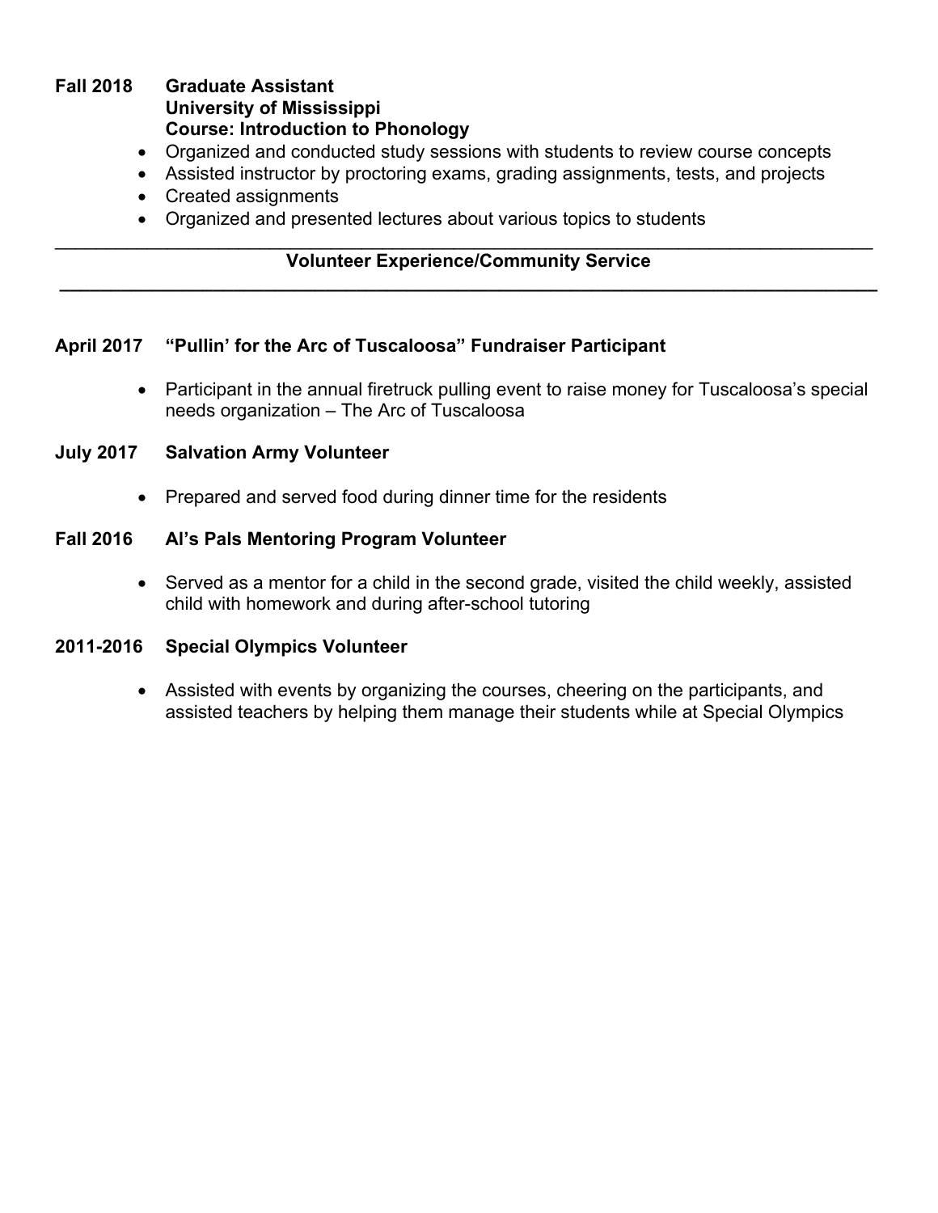**Fall 2018 Graduate Assistant**
**University of Mississippi**
**Course: Introduction to Phonology**

- Organized and conducted study sessions with students to review course concepts
- Assisted instructor by proctoring exams, grading assignments, tests, and projects
- Created assignments
- Organized and presented lectures about various topics to students

---

## Volunteer Experience/Community Service

---

**April 2017 "Pullin' for the Arc of Tuscaloosa" Fundraiser Participant**

- Participant in the annual firetruck pulling event to raise money for Tuscaloosa's special needs organization – The Arc of Tuscaloosa

**July 2017 Salvation Army Volunteer**

- Prepared and served food during dinner time for the residents

**Fall 2016 Al's Pals Mentoring Program Volunteer**

- Served as a mentor for a child in the second grade, visited the child weekly, assisted child with homework and during after-school tutoring

**2011-2016 Special Olympics Volunteer**

- Assisted with events by organizing the courses, cheering on the participants, and assisted teachers by helping them manage their students while at Special Olympics